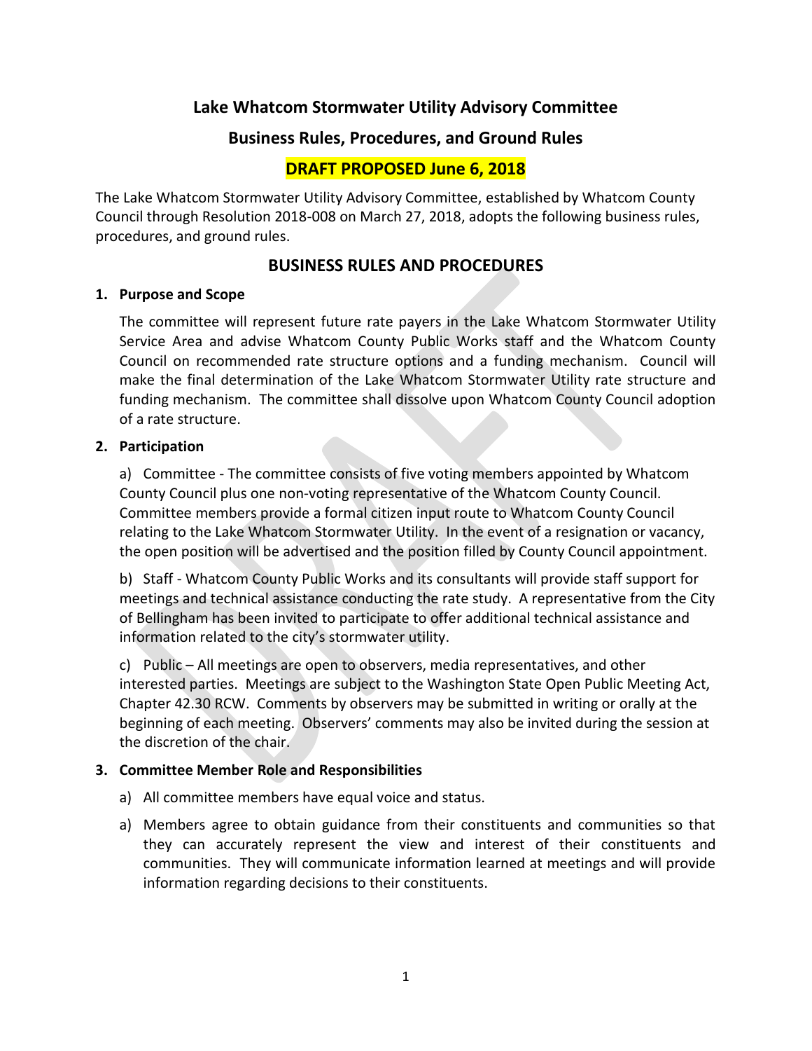# Lake Whatcom Stormwater Utility Advisory Committee

## Business Rules, Procedures, and Ground Rules

## DRAFT PROPOSED June 6, 2018

The Lake Whatcom Stormwater Utility Advisory Committee, established by Whatcom County Council through Resolution 2018-008 on March 27, 2018, adopts the following business rules, procedures, and ground rules.

## BUSINESS RULES AND PROCEDURES

**1. Purpose and Scope**

The committee will represent future rate payers in the Lake Whatcom Stormwater Utility Service Area and advise Whatcom County Public Works staff and the Whatcom County Council on recommended rate structure options and a funding mechanism. Council will make the final determination of the Lake Whatcom Stormwater Utility rate structure and funding mechanism. The committee shall dissolve upon Whatcom County Council adoption of a rate structure.

**2. Participation**

a) Committee - The committee consists of five voting members appointed by Whatcom County Council plus one non-voting representative of the Whatcom County Council. Committee members provide a formal citizen input route to Whatcom County Council relating to the Lake Whatcom Stormwater Utility. In the event of a resignation or vacancy, the open position will be advertised and the position filled by County Council appointment.

b) Staff - Whatcom County Public Works and its consultants will provide staff support for meetings and technical assistance conducting the rate study. A representative from the City of Bellingham has been invited to participate to offer additional technical assistance and information related to the city's stormwater utility.

c) Public – All meetings are open to observers, media representatives, and other interested parties. Meetings are subject to the Washington State Open Public Meeting Act, Chapter 42.30 RCW. Comments by observers may be submitted in writing or orally at the beginning of each meeting. Observers' comments may also be invited during the session at the discretion of the chair.

**3. Committee Member Role and Responsibilities**

a) All committee members have equal voice and status.

a) Members agree to obtain guidance from their constituents and communities so that they can accurately represent the view and interest of their constituents and communities. They will communicate information learned at meetings and will provide information regarding decisions to their constituents.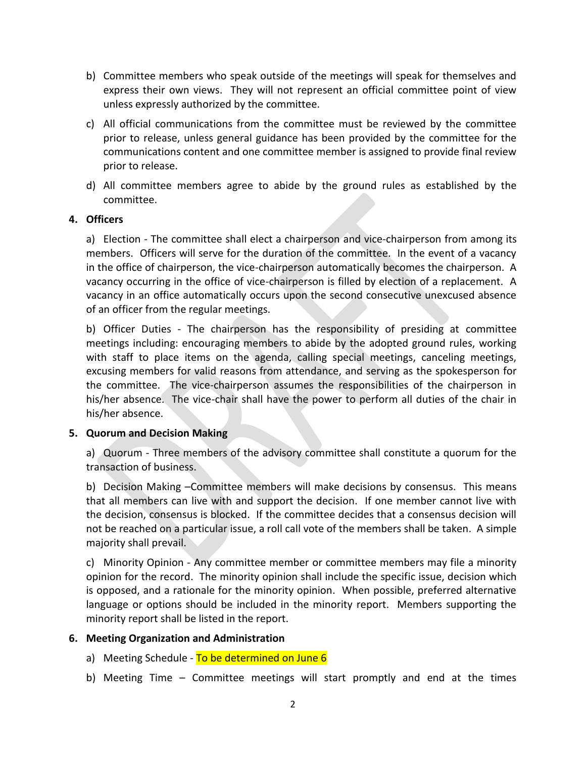b) Committee members who speak outside of the meetings will speak for themselves and express their own views. They will not represent an official committee point of view unless expressly authorized by the committee.

c) All official communications from the committee must be reviewed by the committee prior to release, unless general guidance has been provided by the committee for the communications content and one committee member is assigned to provide final review prior to release.

d) All committee members agree to abide by the ground rules as established by the committee.

**4. Officers**

a) Election - The committee shall elect a chairperson and vice-chairperson from among its members. Officers will serve for the duration of the committee. In the event of a vacancy in the office of chairperson, the vice-chairperson automatically becomes the chairperson. A vacancy occurring in the office of vice-chairperson is filled by election of a replacement. A vacancy in an office automatically occurs upon the second consecutive unexcused absence of an officer from the regular meetings.

b) Officer Duties - The chairperson has the responsibility of presiding at committee meetings including: encouraging members to abide by the adopted ground rules, working with staff to place items on the agenda, calling special meetings, canceling meetings, excusing members for valid reasons from attendance, and serving as the spokesperson for the committee. The vice-chairperson assumes the responsibilities of the chairperson in his/her absence. The vice-chair shall have the power to perform all duties of the chair in his/her absence.

**5. Quorum and Decision Making**

a) Quorum - Three members of the advisory committee shall constitute a quorum for the transaction of business.

b) Decision Making –Committee members will make decisions by consensus. This means that all members can live with and support the decision. If one member cannot live with the decision, consensus is blocked. If the committee decides that a consensus decision will not be reached on a particular issue, a roll call vote of the members shall be taken. A simple majority shall prevail.

c) Minority Opinion - Any committee member or committee members may file a minority opinion for the record. The minority opinion shall include the specific issue, decision which is opposed, and a rationale for the minority opinion. When possible, preferred alternative language or options should be included in the minority report. Members supporting the minority report shall be listed in the report.

**6. Meeting Organization and Administration**

a) Meeting Schedule - To be determined on June 6

b) Meeting Time – Committee meetings will start promptly and end at the times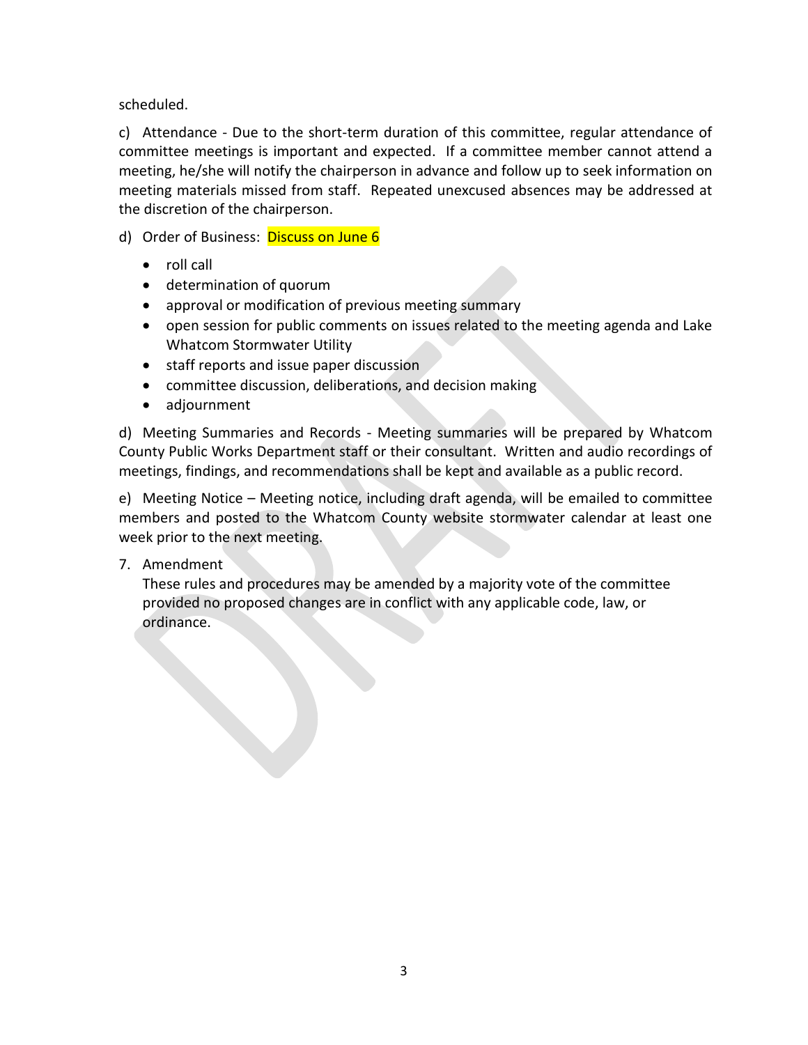scheduled.

c) Attendance - Due to the short-term duration of this committee, regular attendance of committee meetings is important and expected. If a committee member cannot attend a meeting, he/she will notify the chairperson in advance and follow up to seek information on meeting materials missed from staff. Repeated unexcused absences may be addressed at the discretion of the chairperson.

d) Order of Business: Discuss on June 6

- roll call
- determination of quorum
- approval or modification of previous meeting summary
- open session for public comments on issues related to the meeting agenda and Lake Whatcom Stormwater Utility
- staff reports and issue paper discussion
- committee discussion, deliberations, and decision making
- adjournment

d) Meeting Summaries and Records - Meeting summaries will be prepared by Whatcom County Public Works Department staff or their consultant. Written and audio recordings of meetings, findings, and recommendations shall be kept and available as a public record.

e) Meeting Notice – Meeting notice, including draft agenda, will be emailed to committee members and posted to the Whatcom County website stormwater calendar at least one week prior to the next meeting.

7. Amendment
   These rules and procedures may be amended by a majority vote of the committee provided no proposed changes are in conflict with any applicable code, law, or ordinance.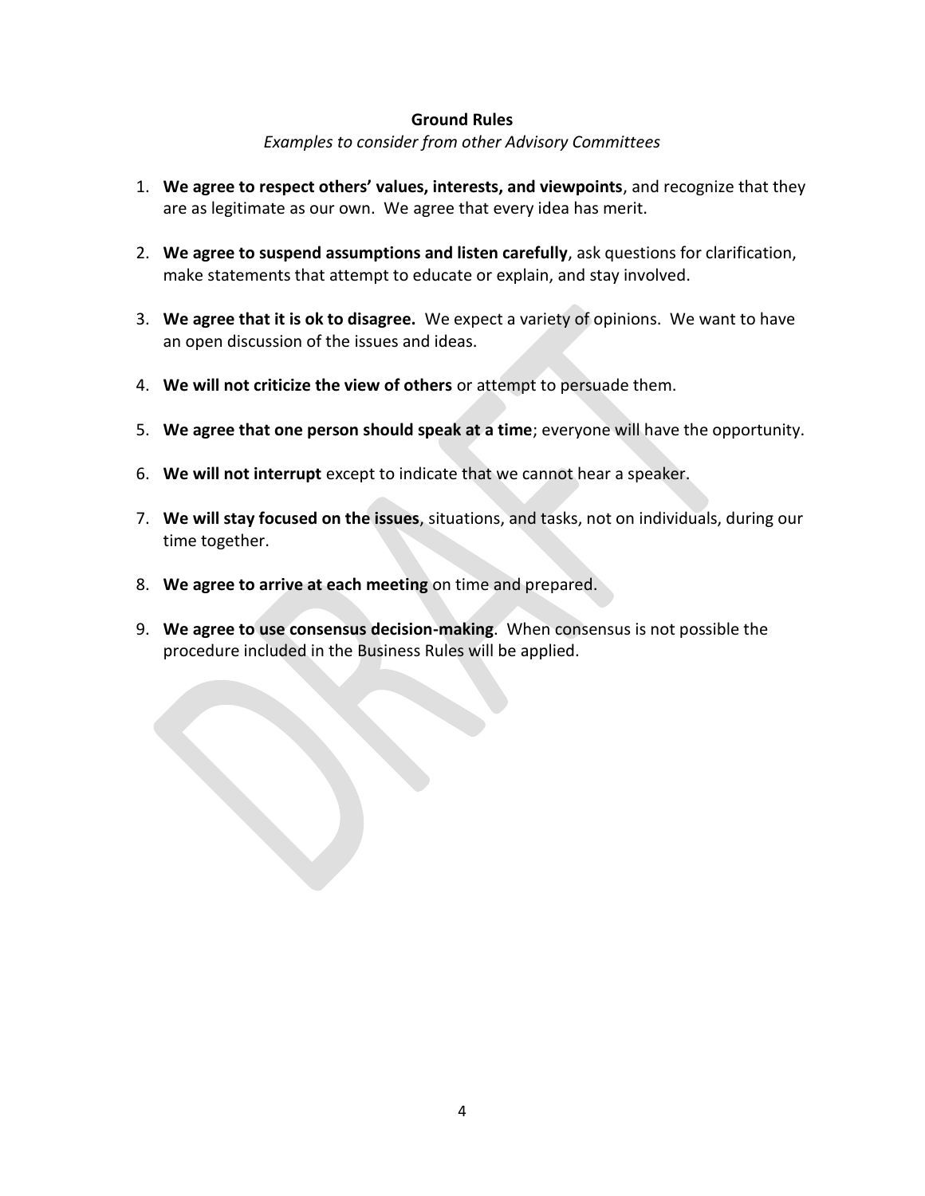**Ground Rules**

*Examples to consider from other Advisory Committees*

1. **We agree to respect others' values, interests, and viewpoints**, and recognize that they are as legitimate as our own. We agree that every idea has merit.

2. **We agree to suspend assumptions and listen carefully**, ask questions for clarification, make statements that attempt to educate or explain, and stay involved.

3. **We agree that it is ok to disagree.** We expect a variety of opinions. We want to have an open discussion of the issues and ideas.

4. **We will not criticize the view of others** or attempt to persuade them.

5. **We agree that one person should speak at a time**; everyone will have the opportunity.

6. **We will not interrupt** except to indicate that we cannot hear a speaker.

7. **We will stay focused on the issues**, situations, and tasks, not on individuals, during our time together.

8. **We agree to arrive at each meeting** on time and prepared.

9. **We agree to use consensus decision-making**. When consensus is not possible the procedure included in the Business Rules will be applied.